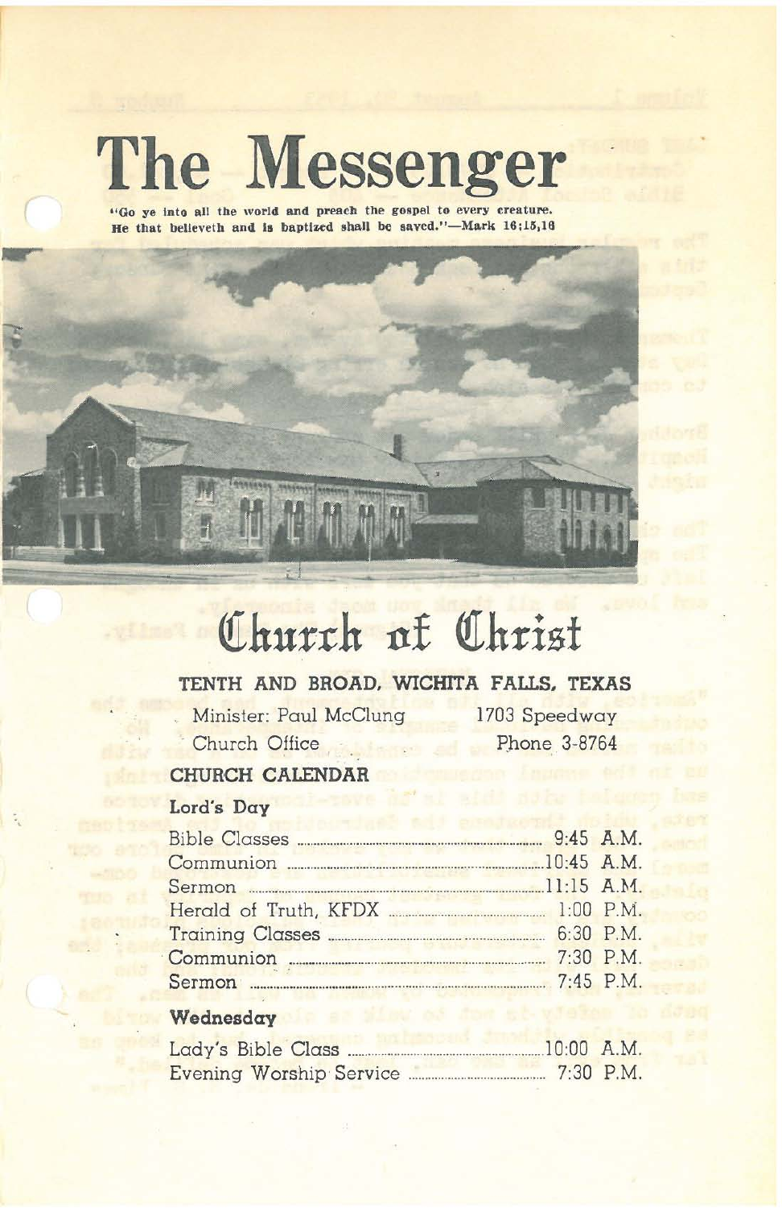# The Messenger

"Go ye into all the world and preach the gospel to every creature. He that believeth and is baptized shall be saved."—Mark 16:15,16

# Church of Christ

## TENTH AND BROAD, WICHITA FALLS, TEXAS

Minister: Paul McClung — 1703 Speedway

Church Office — Phone 3-8764

## CHURCH CALENDAR

### Lord's Day

| | |
|---|---|
| Bible Classes | 9:45 A.M. |
| Communion | 10:45 A.M. |
| Sermon | 11:15 A.M. |
| Herald of Truth, KFDX | 1:00 P.M. |
| Training Classes | 6:30 P.M. |
| Communion | 7:30 P.M. |
| Sermon | 7:45 P.M. |

### Wednesday

| | |
|---|---|
| Lady's Bible Class | 10:00 A.M. |
| Evening Worship Service | 7:30 P.M. |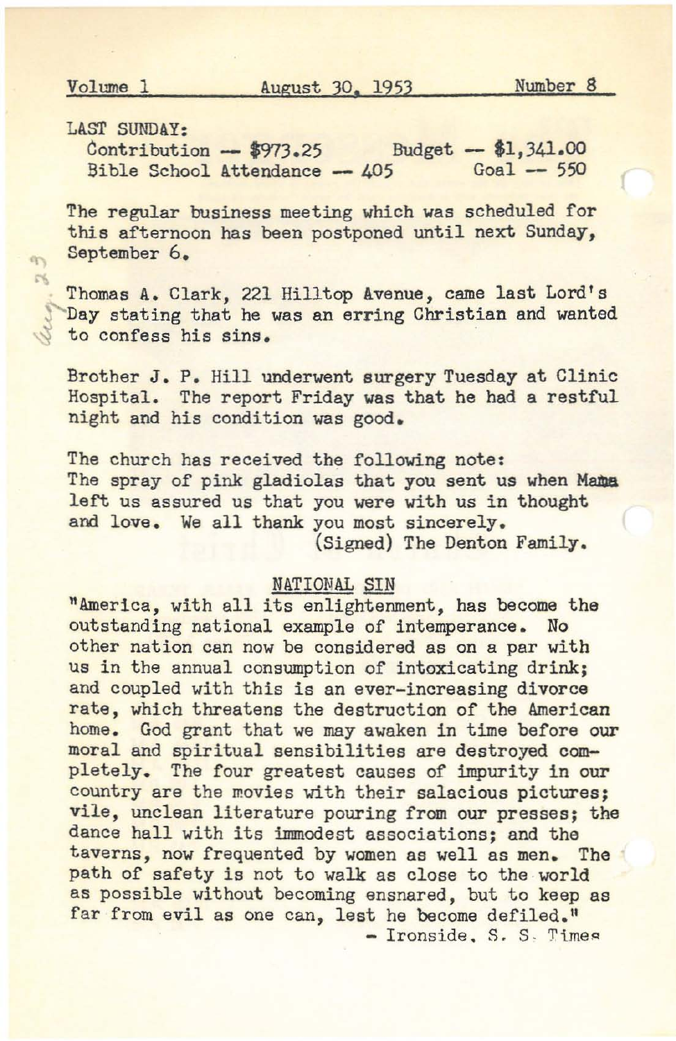Volume 1 August 30, 1953 Number 8

LAST SUNDAY:

Contribution — $973.25 Budget — $1,341.00
Bible School Attendance — 405 Goal — 550

The regular business meeting which was scheduled for this afternoon has been postponed until next Sunday, September 6.

Thomas A. Clark, 221 Hilltop Avenue, came last Lord's Day stating that he was an erring Christian and wanted to confess his sins.

Brother J. P. Hill underwent surgery Tuesday at Clinic Hospital. The report Friday was that he had a restful night and his condition was good.

The church has received the following note:
The spray of pink gladiolas that you sent us when Mama left us assured us that you were with us in thought and love. We all thank you most sincerely.
(Signed) The Denton Family.

## NATIONAL SIN

"America, with all its enlightenment, has become the outstanding national example of intemperance. No other nation can now be considered as on a par with us in the annual consumption of intoxicating drink; and coupled with this is an ever-increasing divorce rate, which threatens the destruction of the American home. God grant that we may awaken in time before our moral and spiritual sensibilities are destroyed completely. The four greatest causes of impurity in our country are the movies with their salacious pictures; vile, unclean literature pouring from our presses; the dance hall with its immodest associations; and the taverns, now frequented by women as well as men. The path of safety is not to walk as close to the world as possible without becoming ensnared, but to keep as far from evil as one can, lest he become defiled."

— Ironside, S. S. Times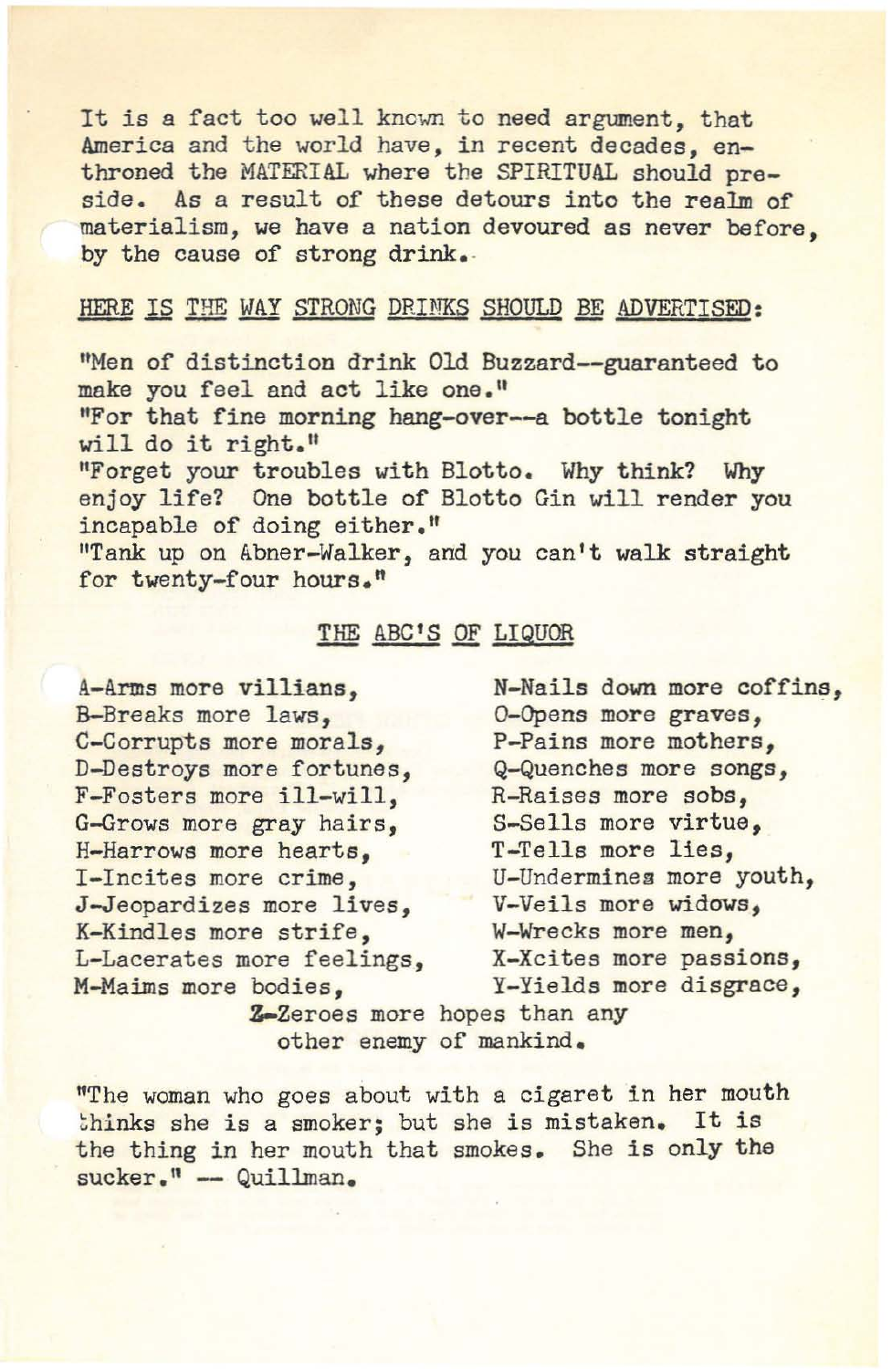It is a fact too well known to need argument, that America and the world have, in recent decades, enthroned the MATERIAL where the SPIRITUAL should preside. As a result of these detours into the realm of materialism, we have a nation devoured as never before, by the cause of strong drink.

<u>HERE IS THE WAY STRONG DRINKS SHOULD BE ADVERTISED</u>:

"Men of distinction drink Old Buzzard--guaranteed to make you feel and act like one."
"For that fine morning hang-over--a bottle tonight will do it right."
"Forget your troubles with Blotto. Why think? Why enjoy life? One bottle of Blotto Gin will render you incapable of doing either."
"Tank up on Abner-Walker, and you can't walk straight for twenty-four hours."

## THE ABC'S OF LIQUOR

A-Arms more villians,
B-Breaks more laws,
C-Corrupts more morals,
D-Destroys more fortunes,
F-Fosters more ill-will,
G-Grows more gray hairs,
H-Harrows more hearts,
I-Incites more crime,
J-Jeopardizes more lives,
K-Kindles more strife,
L-Lacerates more feelings,
M-Maims more bodies,
N-Nails down more coffins,
O-Opens more graves,
P-Pains more mothers,
Q-Quenches more songs,
R-Raises more sobs,
S-Sells more virtue,
T-Tells more lies,
U-Undermines more youth,
V-Veils more widows,
W-Wrecks more men,
X-Xcites more passions,
Y-Yields more disgrace,
Z-Zeroes more hopes than any other enemy of mankind.

"The woman who goes about with a cigaret in her mouth thinks she is a smoker; but she is mistaken. It is the thing in her mouth that smokes. She is only the sucker." — Quillman.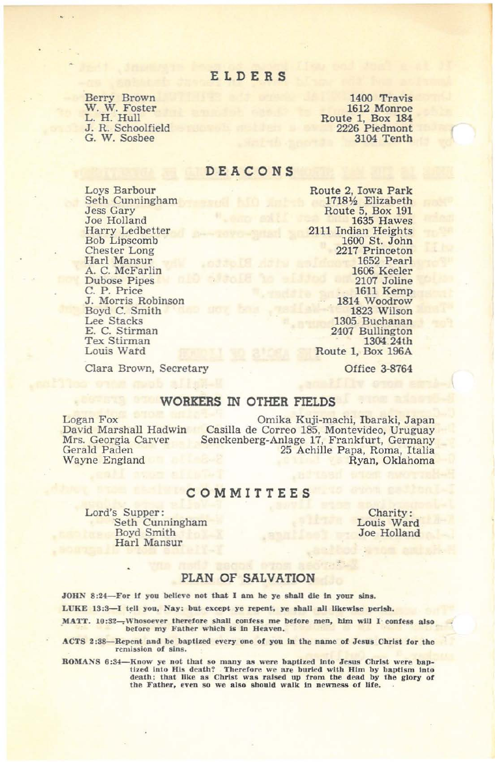## ELDERS

| | |
|---|---|
| Berry Brown | 1400 Travis |
| W. W. Foster | 1612 Monroe |
| L. H. Hull | Route 1, Box 184 |
| J. R. Schoolfield | 2226 Piedmont |
| G. W. Sosbee | 3104 Tenth |

## DEACONS

| | |
|---|---|
| Loys Barbour | Route 2, Iowa Park |
| Seth Cunningham | 1718½ Elizabeth |
| Jess Gary | Route 5, Box 191 |
| Joe Holland | 1635 Hawes |
| Harry Ledbetter | 2111 Indian Heights |
| Bob Lipscomb | 1600 St. John |
| Chester Long | 2217 Princeton |
| Harl Mansur | 1652 Pearl |
| A. C. McFarlin | 1606 Keeler |
| Dubose Pipes | 2107 Joline |
| C. P. Price | 1611 Kemp |
| J. Morris Robinson | 1814 Woodrow |
| Boyd C. Smith | 1823 Wilson |
| Lee Stacks | 1305 Buchanan |
| E. C. Stirman | 2407 Bullington |
| Tex Stirman | 1304 24th |
| Louis Ward | Route 1, Box 196A |

Clara Brown, Secretary — Office 3-8764

## WORKERS IN OTHER FIELDS

| | |
|---|---|
| Logan Fox | Omika Kuji-machi, Ibaraki, Japan |
| David Marshall Hadwin | Casilla de Correo 185, Montevideo, Uruguay |
| Mrs. Georgia Carver | Senckenberg-Anlage 17, Frankfurt, Germany |
| Gerald Paden | 25 Achille Papa, Roma, Italia |
| Wayne England | Ryan, Oklahoma |

## COMMITTEES

Lord's Supper:
- Seth Cunningham
- Boyd Smith
- Harl Mansur

Charity:
- Louis Ward
- Joe Holland

## PLAN OF SALVATION

**JOHN 8:24—For if you believe not that I am he ye shall die in your sins.**

**LUKE 13:3—I tell you, Nay: but except ye repent, ye shall all likewise perish.**

**MATT. 10:32—Whosoever therefore shall confess me before men, him will I confess also before my Father which is in Heaven.**

**ACTS 2:38—Repent and be baptized every one of you in the name of Jesus Christ for the remission of sins.**

**ROMANS 6:34—Know ye not that so many as were baptized into Jesus Christ were baptized into His death? Therefore we are buried with Him by baptism into death: that like as Christ was raised up from the dead by the glory of the Father, even so we also should walk in newness of life.**